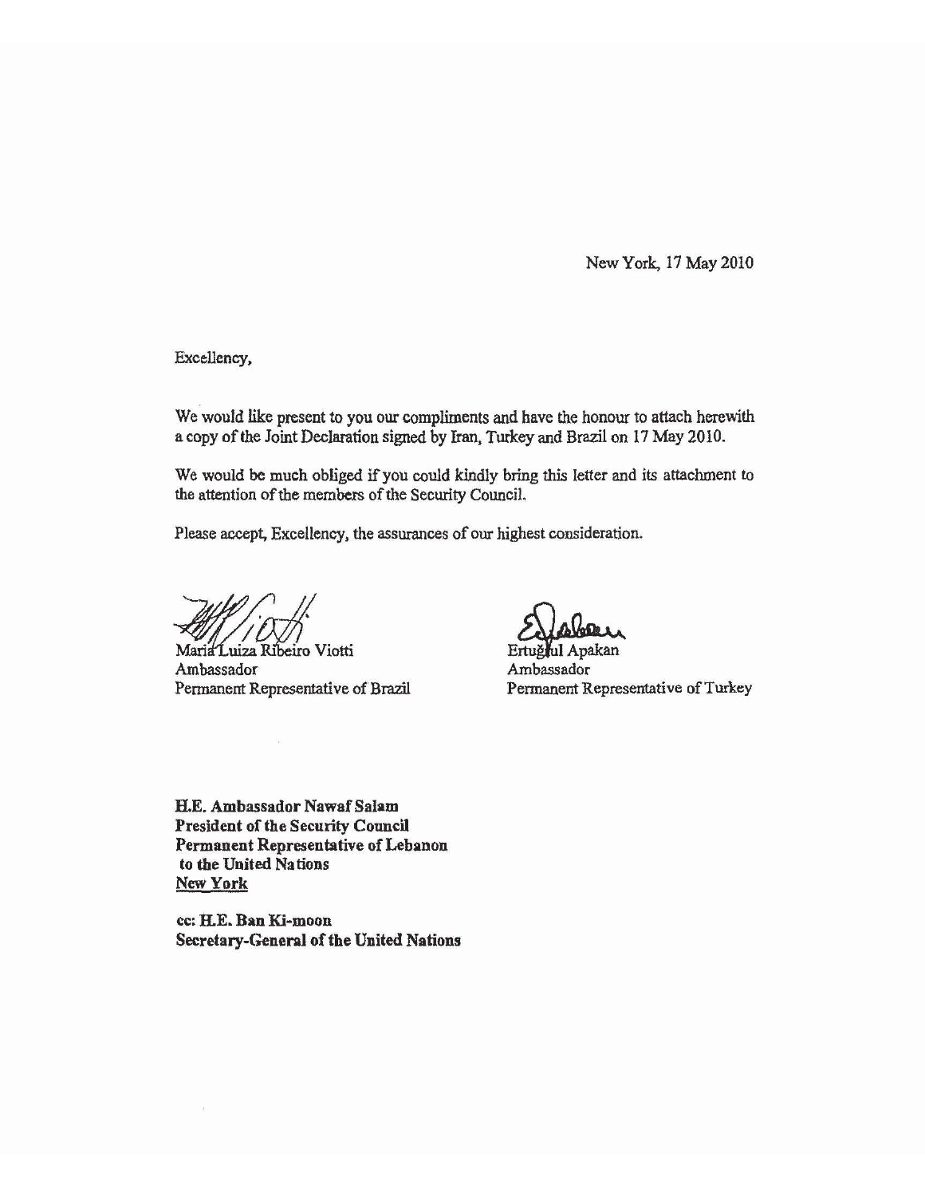New York, 17 May 2010

Excellency,

We would like present to you our compliments and have the honour to attach herewith a copy of the Joint Declaration signed by Iran, Turkey and Brazil on 17 May 2010.

We would be much obliged if you could kindly bring this letter and its attachment to the attention of the members of the Security Council.

Please accept, Excellency, the assurances of our highest consideration.

Maria Luiza Ribeiro Viotti
Ambassador
Permanent Representative of Brazil

Ertuğrul Apakan
Ambassador
Permanent Representative of Turkey

**H.E. Ambassador Nawaf Salam**
**President of the Security Council**
**Permanent Representative of Lebanon**
**to the United Nations**
**New York**

**cc: H.E. Ban Ki-moon**
**Secretary-General of the United Nations**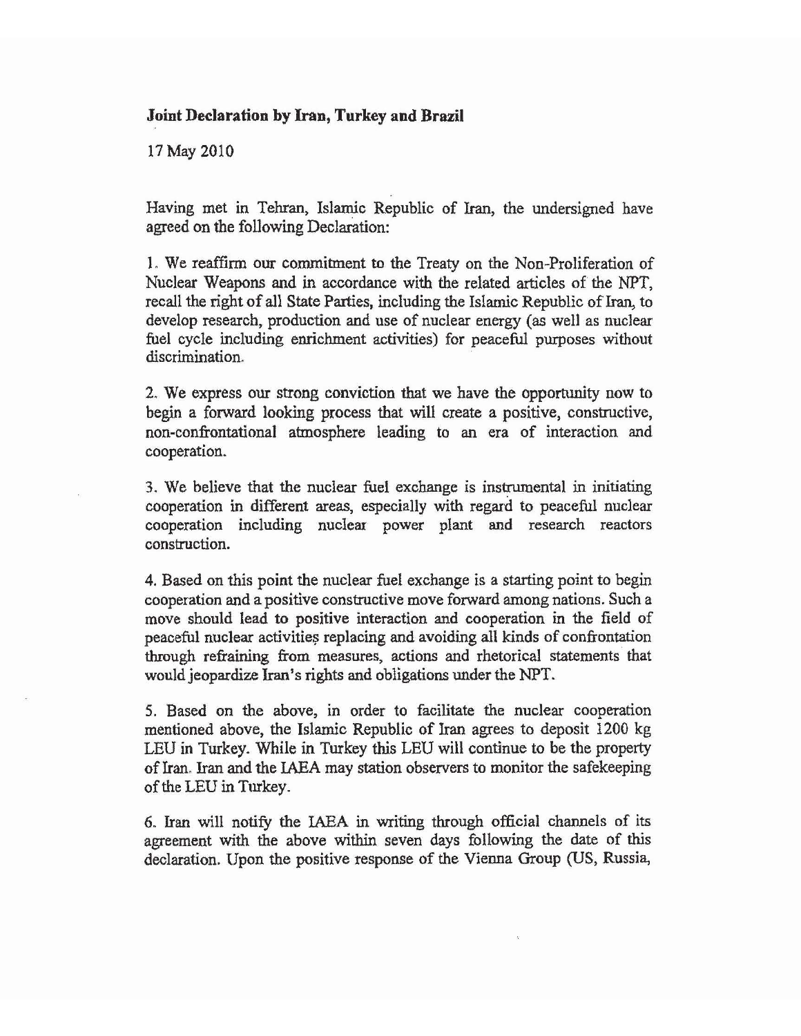**Joint Declaration by Iran, Turkey and Brazil**

17 May 2010

Having met in Tehran, Islamic Republic of Iran, the undersigned have agreed on the following Declaration:

1. We reaffirm our commitment to the Treaty on the Non-Proliferation of Nuclear Weapons and in accordance with the related articles of the NPT, recall the right of all State Parties, including the Islamic Republic of Iran, to develop research, production and use of nuclear energy (as well as nuclear fuel cycle including enrichment activities) for peaceful purposes without discrimination.

2. We express our strong conviction that we have the opportunity now to begin a forward looking process that will create a positive, constructive, non-confrontational atmosphere leading to an era of interaction and cooperation.

3. We believe that the nuclear fuel exchange is instrumental in initiating cooperation in different areas, especially with regard to peaceful nuclear cooperation including nuclear power plant and research reactors construction.

4. Based on this point the nuclear fuel exchange is a starting point to begin cooperation and a positive constructive move forward among nations. Such a move should lead to positive interaction and cooperation in the field of peaceful nuclear activities replacing and avoiding all kinds of confrontation through refraining from measures, actions and rhetorical statements that would jeopardize Iran's rights and obligations under the NPT.

5. Based on the above, in order to facilitate the nuclear cooperation mentioned above, the Islamic Republic of Iran agrees to deposit 1200 kg LEU in Turkey. While in Turkey this LEU will continue to be the property of Iran. Iran and the IAEA may station observers to monitor the safekeeping of the LEU in Turkey.

6. Iran will notify the IAEA in writing through official channels of its agreement with the above within seven days following the date of this declaration. Upon the positive response of the Vienna Group (US, Russia,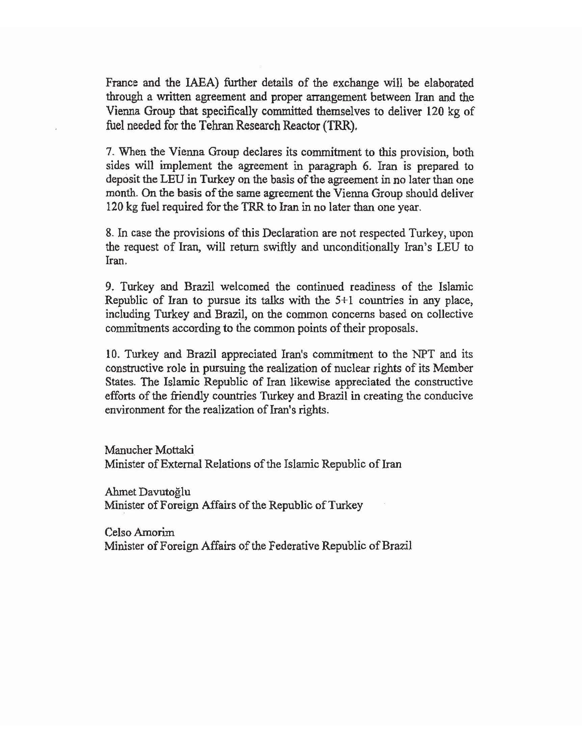France and the IAEA) further details of the exchange will be elaborated through a written agreement and proper arrangement between Iran and the Vienna Group that specifically committed themselves to deliver 120 kg of fuel needed for the Tehran Research Reactor (TRR).

7. When the Vienna Group declares its commitment to this provision, both sides will implement the agreement in paragraph 6. Iran is prepared to deposit the LEU in Turkey on the basis of the agreement in no later than one month. On the basis of the same agreement the Vienna Group should deliver 120 kg fuel required for the TRR to Iran in no later than one year.

8. In case the provisions of this Declaration are not respected Turkey, upon the request of Iran, will return swiftly and unconditionally Iran's LEU to Iran.

9. Turkey and Brazil welcomed the continued readiness of the Islamic Republic of Iran to pursue its talks with the 5+1 countries in any place, including Turkey and Brazil, on the common concerns based on collective commitments according to the common points of their proposals.

10. Turkey and Brazil appreciated Iran's commitment to the NPT and its constructive role in pursuing the realization of nuclear rights of its Member States. The Islamic Republic of Iran likewise appreciated the constructive efforts of the friendly countries Turkey and Brazil in creating the conducive environment for the realization of Iran's rights.

Manucher Mottaki
Minister of External Relations of the Islamic Republic of Iran

Ahmet Davutoğlu
Minister of Foreign Affairs of the Republic of Turkey

Celso Amorim
Minister of Foreign Affairs of the Federative Republic of Brazil